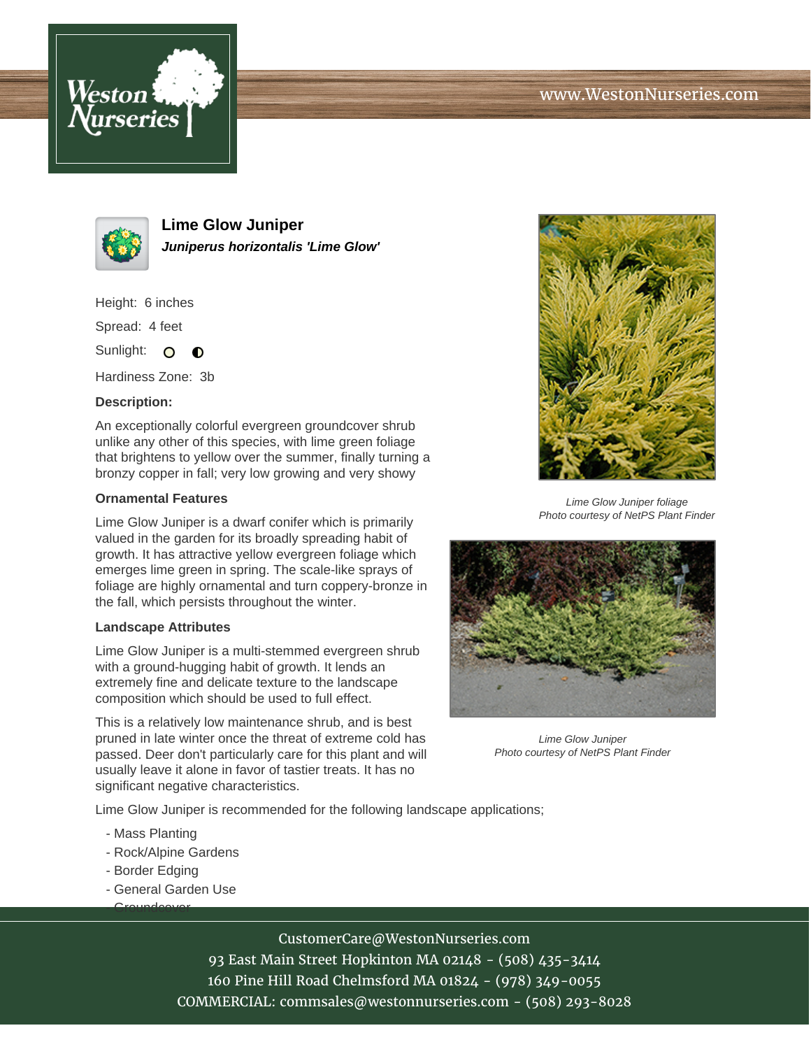# Lime Glow Juniper

***Juniperus horizontalis 'Lime Glow'***

Height: 6 inches

Spread: 4 feet

Sunlight: ○ ◐

Hardiness Zone: 3b

### Description:

An exceptionally colorful evergreen groundcover shrub unlike any other of this species, with lime green foliage that brightens to yellow over the summer, finally turning a bronzy copper in fall; very low growing and very showy

### Ornamental Features

Lime Glow Juniper is a dwarf conifer which is primarily valued in the garden for its broadly spreading habit of growth. It has attractive yellow evergreen foliage which emerges lime green in spring. The scale-like sprays of foliage are highly ornamental and turn coppery-bronze in the fall, which persists throughout the winter.

### Landscape Attributes

Lime Glow Juniper is a multi-stemmed evergreen shrub with a ground-hugging habit of growth. It lends an extremely fine and delicate texture to the landscape composition which should be used to full effect.

This is a relatively low maintenance shrub, and is best pruned in late winter once the threat of extreme cold has passed. Deer don't particularly care for this plant and will usually leave it alone in favor of tastier treats. It has no significant negative characteristics.

*Lime Glow Juniper foliage*
*Photo courtesy of NetPS Plant Finder*

*Lime Glow Juniper*
*Photo courtesy of NetPS Plant Finder*

Lime Glow Juniper is recommended for the following landscape applications;

- Mass Planting
- Rock/Alpine Gardens
- Border Edging
- General Garden Use
- Groundcover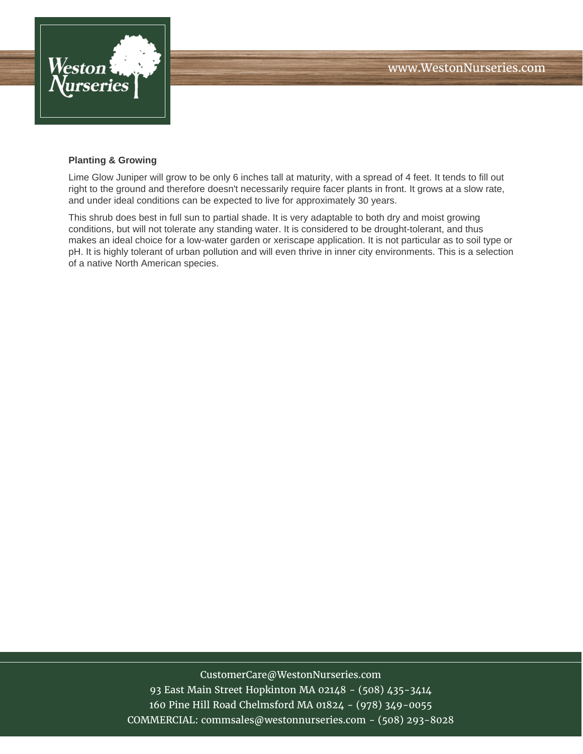**Planting & Growing**

Lime Glow Juniper will grow to be only 6 inches tall at maturity, with a spread of 4 feet. It tends to fill out right to the ground and therefore doesn't necessarily require facer plants in front. It grows at a slow rate, and under ideal conditions can be expected to live for approximately 30 years.

This shrub does best in full sun to partial shade. It is very adaptable to both dry and moist growing conditions, but will not tolerate any standing water. It is considered to be drought-tolerant, and thus makes an ideal choice for a low-water garden or xeriscape application. It is not particular as to soil type or pH. It is highly tolerant of urban pollution and will even thrive in inner city environments. This is a selection of a native North American species.